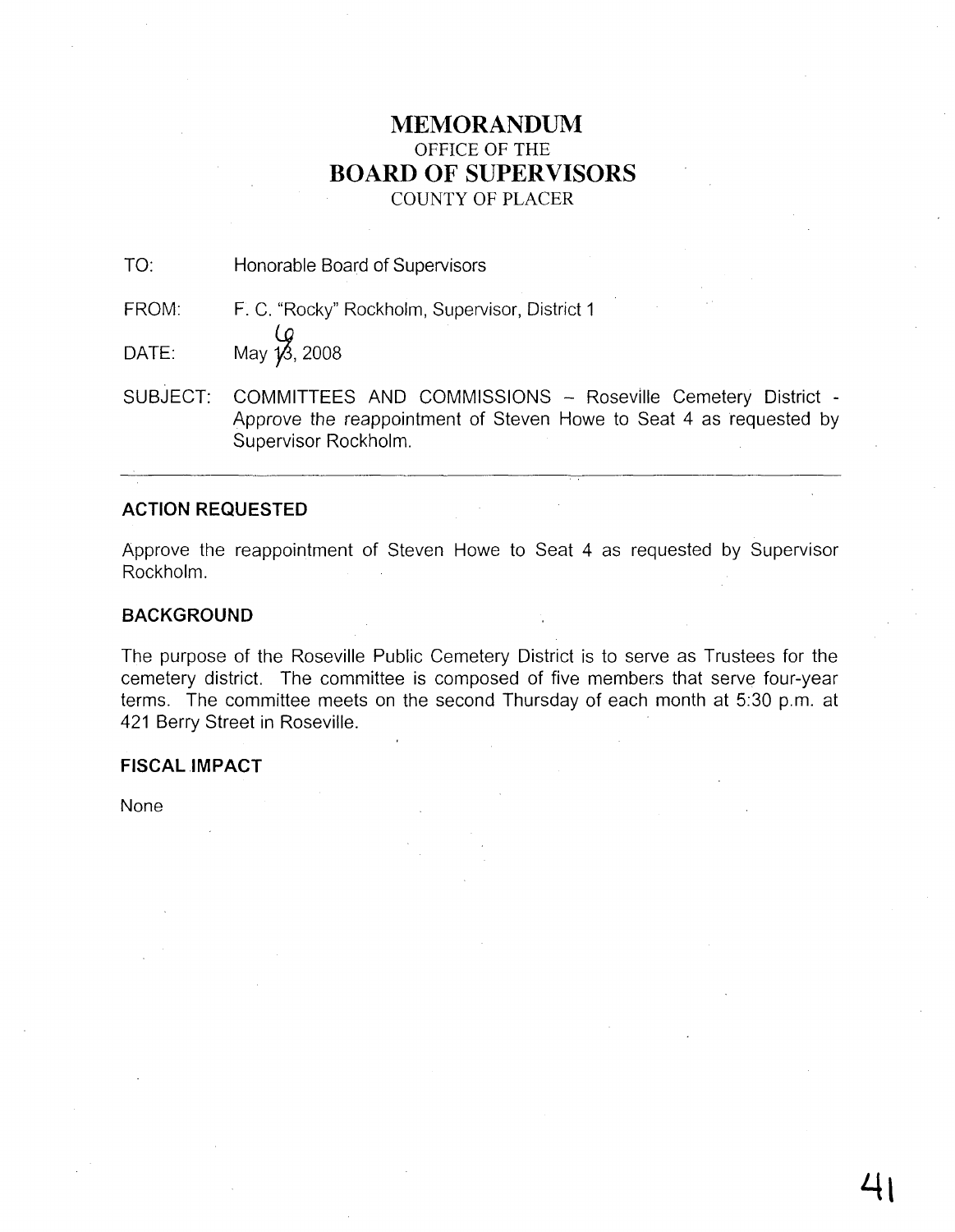# MEMORANDUM

OFFICE OF THE

## BOARD OF SUPERVISORS

COUNTY OF PLACER

TO: Honorable Board of Supervisors

FROM: F. C. "Rocky" Rockholm, Supervisor, District 1

DATE: May 6, 2008

SUBJECT: COMMITTEES AND COMMISSIONS – Roseville Cemetery District - Approve the reappointment of Steven Howe to Seat 4 as requested by Supervisor Rockholm.

---

### ACTION REQUESTED

Approve the reappointment of Steven Howe to Seat 4 as requested by Supervisor Rockholm.

### BACKGROUND

The purpose of the Roseville Public Cemetery District is to serve as Trustees for the cemetery district. The committee is composed of five members that serve four-year terms. The committee meets on the second Thursday of each month at 5:30 p.m. at 421 Berry Street in Roseville.

### FISCAL IMPACT

None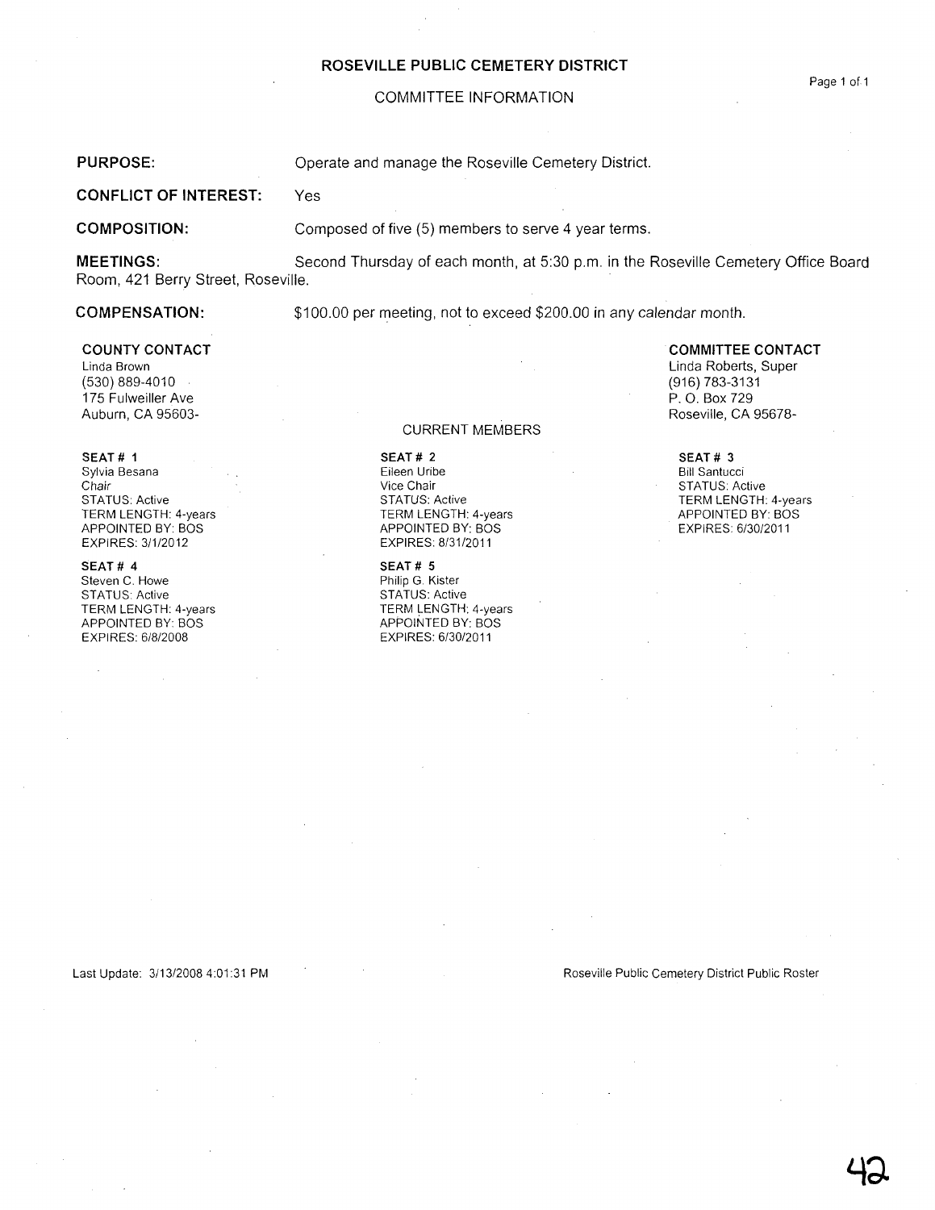# ROSEVILLE PUBLIC CEMETERY DISTRICT

## COMMITTEE INFORMATION

**PURPOSE:** Operate and manage the Roseville Cemetery District.

**CONFLICT OF INTEREST:** Yes

**COMPOSITION:** Composed of five (5) members to serve 4 year terms.

**MEETINGS:** Second Thursday of each month, at 5:30 p.m. in the Roseville Cemetery Office Board Room, 421 Berry Street, Roseville.

**COMPENSATION:** $100.00 per meeting, not to exceed $200.00 in any calendar month.

**COUNTY CONTACT**
Linda Brown
(530) 889-4010
175 Fulweiller Ave
Auburn, CA 95603-

**COMMITTEE CONTACT**
Linda Roberts, Super
(916) 783-3131
P. O. Box 729
Roseville, CA 95678-

### CURRENT MEMBERS

**SEAT # 1**
Sylvia Besana
*Chair*
STATUS: Active
TERM LENGTH: 4-years
APPOINTED BY: BOS
EXPIRES: 3/1/2012

**SEAT # 2**
Eileen Uribe
Vice Chair
STATUS: Active
TERM LENGTH: 4-years
APPOINTED BY: BOS
EXPIRES: 8/31/2011

**SEAT # 3**
Bill Santucci
STATUS: Active
TERM LENGTH: 4-years
APPOINTED BY: BOS
EXPIRES: 6/30/2011

**SEAT # 4**
Steven C. Howe
STATUS: Active
TERM LENGTH: 4-years
APPOINTED BY: BOS
EXPIRES: 6/8/2008

**SEAT # 5**
Philip G. Kister
STATUS: Active
TERM LENGTH: 4-years
APPOINTED BY: BOS
EXPIRES: 6/30/2011

Last Update: 3/13/2008 4:01:31 PM

Roseville Public Cemetery District Public Roster